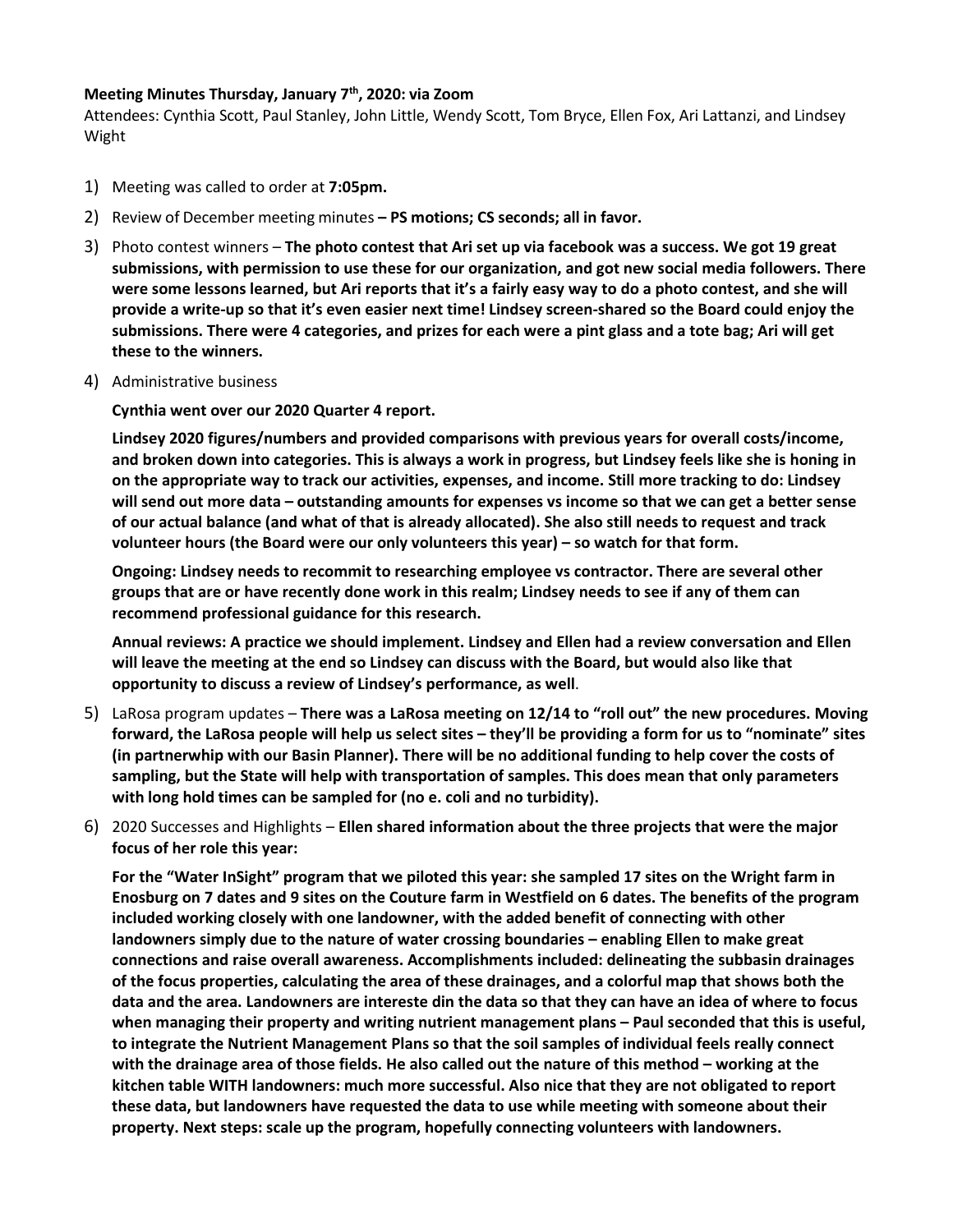**Meeting Minutes Thursday, January 7th, 2020: via Zoom**

Attendees: Cynthia Scott, Paul Stanley, John Little, Wendy Scott, Tom Bryce, Ellen Fox, Ari Lattanzi, and Lindsey Wight

1) Meeting was called to order at **7:05pm.**
2) Review of December meeting minutes **– PS motions; CS seconds; all in favor.**
3) Photo contest winners – **The photo contest that Ari set up via facebook was a success. We got 19 great submissions, with permission to use these for our organization, and got new social media followers. There were some lessons learned, but Ari reports that it's a fairly easy way to do a photo contest, and she will provide a write-up so that it's even easier next time! Lindsey screen-shared so the Board could enjoy the submissions. There were 4 categories, and prizes for each were a pint glass and a tote bag; Ari will get these to the winners.**
4) Administrative business

   **Cynthia went over our 2020 Quarter 4 report.**

   **Lindsey 2020 figures/numbers and provided comparisons with previous years for overall costs/income, and broken down into categories. This is always a work in progress, but Lindsey feels like she is honing in on the appropriate way to track our activities, expenses, and income. Still more tracking to do: Lindsey will send out more data – outstanding amounts for expenses vs income so that we can get a better sense of our actual balance (and what of that is already allocated). She also still needs to request and track volunteer hours (the Board were our only volunteers this year) – so watch for that form.**

   **Ongoing: Lindsey needs to recommit to researching employee vs contractor. There are several other groups that are or have recently done work in this realm; Lindsey needs to see if any of them can recommend professional guidance for this research.**

   **Annual reviews: A practice we should implement. Lindsey and Ellen had a review conversation and Ellen will leave the meeting at the end so Lindsey can discuss with the Board, but would also like that opportunity to discuss a review of Lindsey's performance, as well**.

5) LaRosa program updates – **There was a LaRosa meeting on 12/14 to "roll out" the new procedures. Moving forward, the LaRosa people will help us select sites – they'll be providing a form for us to "nominate" sites (in partnerwhip with our Basin Planner). There will be no additional funding to help cover the costs of sampling, but the State will help with transportation of samples. This does mean that only parameters with long hold times can be sampled for (no e. coli and no turbidity).**
6) 2020 Successes and Highlights – **Ellen shared information about the three projects that were the major focus of her role this year:**

   **For the "Water InSight" program that we piloted this year: she sampled 17 sites on the Wright farm in Enosburg on 7 dates and 9 sites on the Couture farm in Westfield on 6 dates. The benefits of the program included working closely with one landowner, with the added benefit of connecting with other landowners simply due to the nature of water crossing boundaries – enabling Ellen to make great connections and raise overall awareness. Accomplishments included: delineating the subbasin drainages of the focus properties, calculating the area of these drainages, and a colorful map that shows both the data and the area. Landowners are intereste din the data so that they can have an idea of where to focus when managing their property and writing nutrient management plans – Paul seconded that this is useful, to integrate the Nutrient Management Plans so that the soil samples of individual feels really connect with the drainage area of those fields. He also called out the nature of this method – working at the kitchen table WITH landowners: much more successful. Also nice that they are not obligated to report these data, but landowners have requested the data to use while meeting with someone about their property. Next steps: scale up the program, hopefully connecting volunteers with landowners.**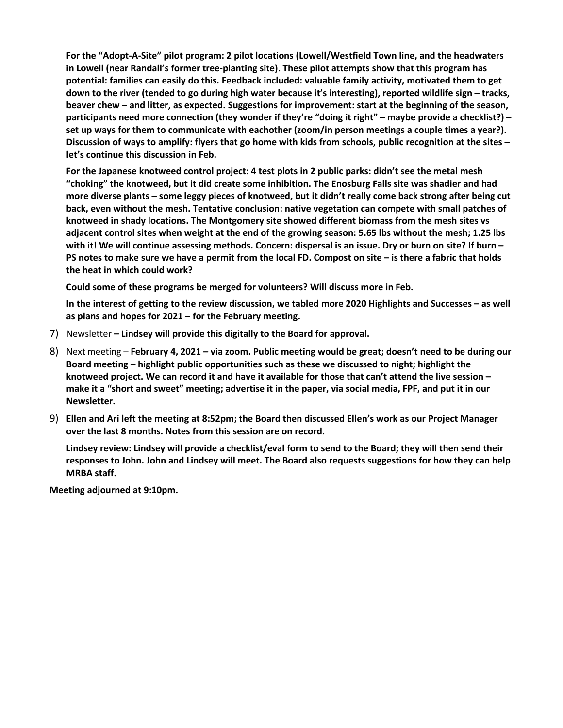**For the "Adopt-A-Site" pilot program: 2 pilot locations (Lowell/Westfield Town line, and the headwaters in Lowell (near Randall's former tree-planting site). These pilot attempts show that this program has potential: families can easily do this. Feedback included: valuable family activity, motivated them to get down to the river (tended to go during high water because it's interesting), reported wildlife sign – tracks, beaver chew – and litter, as expected. Suggestions for improvement: start at the beginning of the season, participants need more connection (they wonder if they're "doing it right" – maybe provide a checklist?) – set up ways for them to communicate with eachother (zoom/in person meetings a couple times a year?). Discussion of ways to amplify: flyers that go home with kids from schools, public recognition at the sites – let's continue this discussion in Feb.**

**For the Japanese knotweed control project: 4 test plots in 2 public parks: didn't see the metal mesh "choking" the knotweed, but it did create some inhibition. The Enosburg Falls site was shadier and had more diverse plants – some leggy pieces of knotweed, but it didn't really come back strong after being cut back, even without the mesh. Tentative conclusion: native vegetation can compete with small patches of knotweed in shady locations. The Montgomery site showed different biomass from the mesh sites vs adjacent control sites when weight at the end of the growing season: 5.65 lbs without the mesh; 1.25 lbs with it! We will continue assessing methods. Concern: dispersal is an issue. Dry or burn on site? If burn – PS notes to make sure we have a permit from the local FD. Compost on site – is there a fabric that holds the heat in which could work?**

**Could some of these programs be merged for volunteers? Will discuss more in Feb.**

**In the interest of getting to the review discussion, we tabled more 2020 Highlights and Successes – as well as plans and hopes for 2021 – for the February meeting.**

7) Newsletter **– Lindsey will provide this digitally to the Board for approval.**

8) Next meeting – **February 4, 2021 – via zoom. Public meeting would be great; doesn't need to be during our Board meeting – highlight public opportunities such as these we discussed to night; highlight the knotweed project. We can record it and have it available for those that can't attend the live session – make it a "short and sweet" meeting; advertise it in the paper, via social media, FPF, and put it in our Newsletter.**

9) **Ellen and Ari left the meeting at 8:52pm; the Board then discussed Ellen's work as our Project Manager over the last 8 months. Notes from this session are on record.**

**Lindsey review: Lindsey will provide a checklist/eval form to send to the Board; they will then send their responses to John. John and Lindsey will meet. The Board also requests suggestions for how they can help MRBA staff.**

**Meeting adjourned at 9:10pm.**